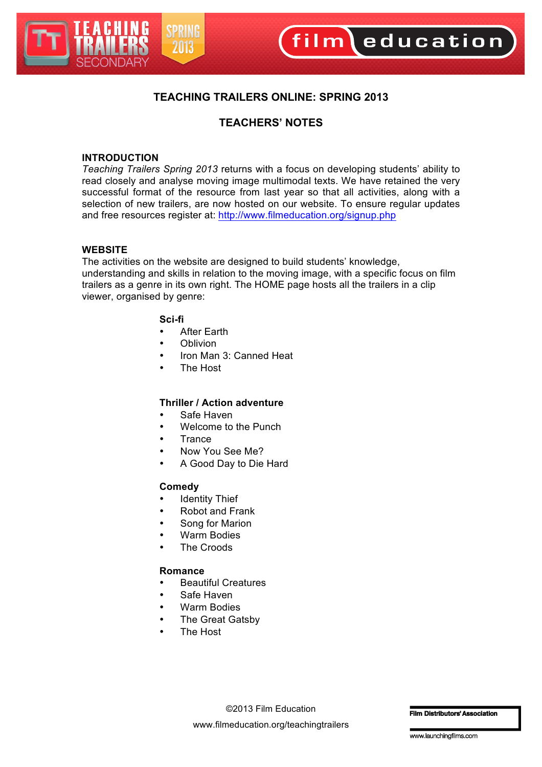## TEACHING TRAILERS ONLINE: SPRING 2013

## TEACHERS' NOTES

### INTRODUCTION

*Teaching Trailers Spring 2013* returns with a focus on developing students' ability to read closely and analyse moving image multimodal texts. We have retained the very successful format of the resource from last year so that all activities, along with a selection of new trailers, are now hosted on our website. To ensure regular updates and free resources register at: http://www.filmeducation.org/signup.php

### WEBSITE

The activities on the website are designed to build students' knowledge, understanding and skills in relation to the moving image, with a specific focus on film trailers as a genre in its own right. The HOME page hosts all the trailers in a clip viewer, organised by genre:

**Sci-fi**

- After Earth
- Oblivion
- Iron Man 3: Canned Heat
- The Host

**Thriller / Action adventure**

- Safe Haven
- Welcome to the Punch
- Trance
- Now You See Me?
- A Good Day to Die Hard

**Comedy**

- Identity Thief
- Robot and Frank
- Song for Marion
- Warm Bodies
- The Croods

**Romance**

- Beautiful Creatures
- Safe Haven
- Warm Bodies
- The Great Gatsby
- The Host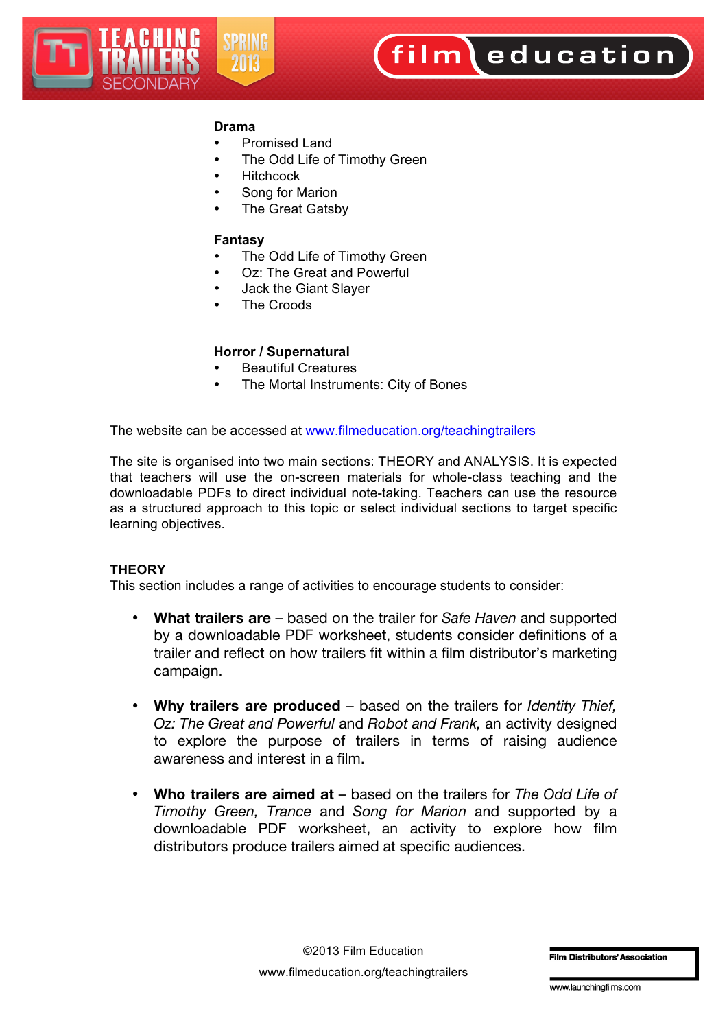**Drama**

- Promised Land
- The Odd Life of Timothy Green
- Hitchcock
- Song for Marion
- The Great Gatsby

**Fantasy**

- The Odd Life of Timothy Green
- Oz: The Great and Powerful
- Jack the Giant Slayer
- The Croods

**Horror / Supernatural**

- Beautiful Creatures
- The Mortal Instruments: City of Bones

The website can be accessed at www.filmeducation.org/teachingtrailers

The site is organised into two main sections: THEORY and ANALYSIS. It is expected that teachers will use the on-screen materials for whole-class teaching and the downloadable PDFs to direct individual note-taking. Teachers can use the resource as a structured approach to this topic or select individual sections to target specific learning objectives.

**THEORY**

This section includes a range of activities to encourage students to consider:

- **What trailers are** – based on the trailer for *Safe Haven* and supported by a downloadable PDF worksheet, students consider definitions of a trailer and reflect on how trailers fit within a film distributor's marketing campaign.

- **Why trailers are produced** – based on the trailers for *Identity Thief, Oz: The Great and Powerful* and *Robot and Frank,* an activity designed to explore the purpose of trailers in terms of raising audience awareness and interest in a film.

- **Who trailers are aimed at** – based on the trailers for *The Odd Life of Timothy Green, Trance* and *Song for Marion* and supported by a downloadable PDF worksheet, an activity to explore how film distributors produce trailers aimed at specific audiences.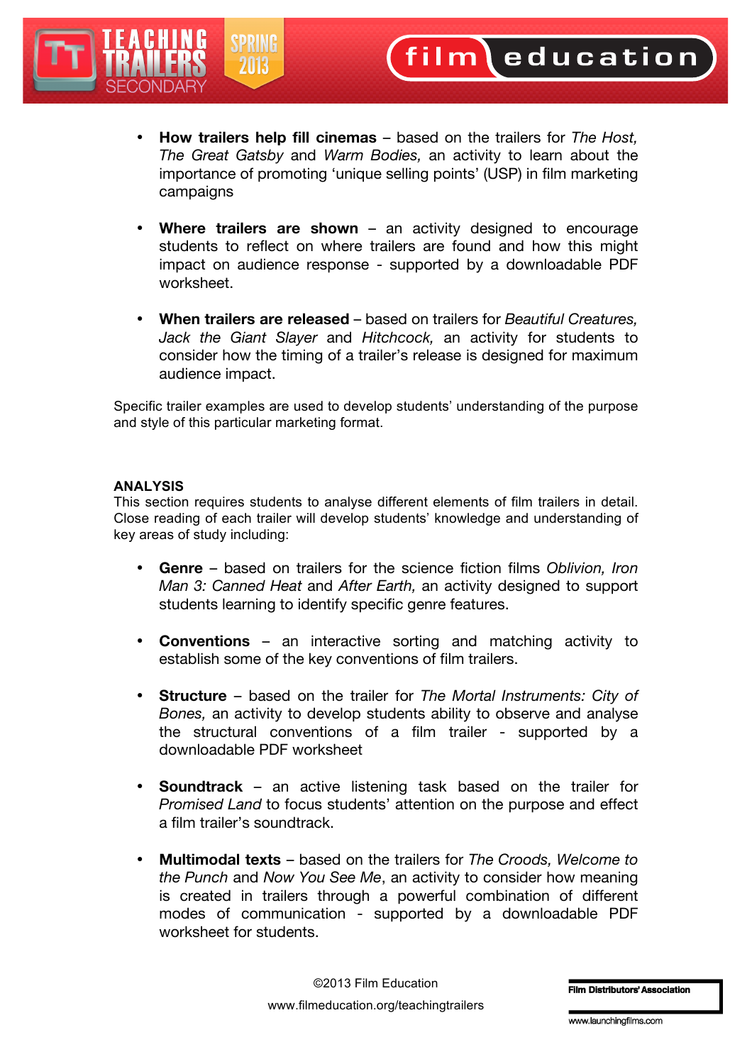- **How trailers help fill cinemas** – based on the trailers for *The Host, The Great Gatsby* and *Warm Bodies,* an activity to learn about the importance of promoting 'unique selling points' (USP) in film marketing campaigns

- **Where trailers are shown** – an activity designed to encourage students to reflect on where trailers are found and how this might impact on audience response - supported by a downloadable PDF worksheet.

- **When trailers are released** – based on trailers for *Beautiful Creatures, Jack the Giant Slayer* and *Hitchcock,* an activity for students to consider how the timing of a trailer's release is designed for maximum audience impact.

Specific trailer examples are used to develop students' understanding of the purpose and style of this particular marketing format.

**ANALYSIS**

This section requires students to analyse different elements of film trailers in detail. Close reading of each trailer will develop students' knowledge and understanding of key areas of study including:

- **Genre** – based on trailers for the science fiction films *Oblivion, Iron Man 3: Canned Heat* and *After Earth,* an activity designed to support students learning to identify specific genre features.

- **Conventions** – an interactive sorting and matching activity to establish some of the key conventions of film trailers.

- **Structure** – based on the trailer for *The Mortal Instruments: City of Bones,* an activity to develop students ability to observe and analyse the structural conventions of a film trailer - supported by a downloadable PDF worksheet

- **Soundtrack** – an active listening task based on the trailer for *Promised Land* to focus students' attention on the purpose and effect a film trailer's soundtrack.

- **Multimodal texts** – based on the trailers for *The Croods, Welcome to the Punch* and *Now You See Me*, an activity to consider how meaning is created in trailers through a powerful combination of different modes of communication - supported by a downloadable PDF worksheet for students.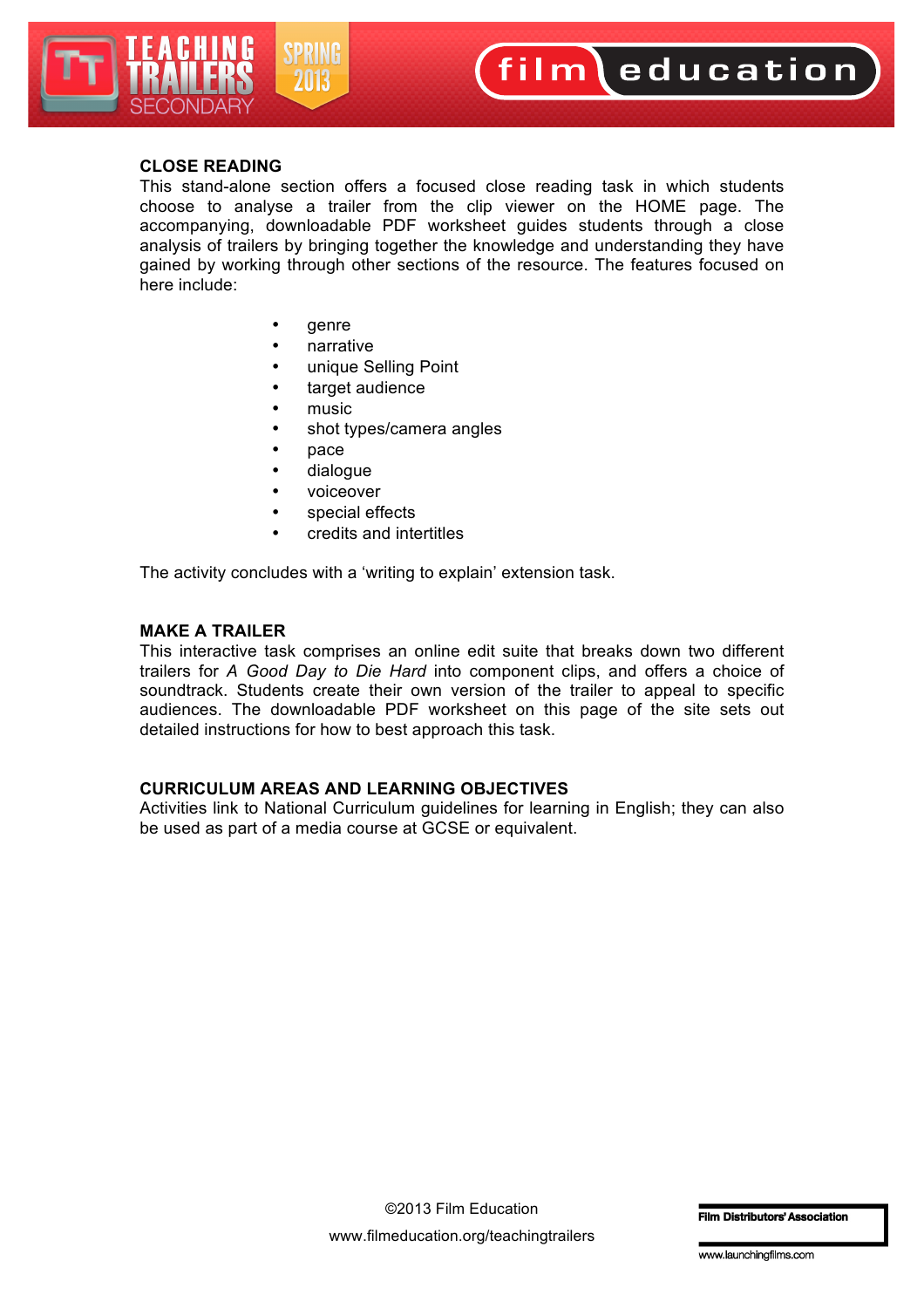## CLOSE READING

This stand-alone section offers a focused close reading task in which students choose to analyse a trailer from the clip viewer on the HOME page. The accompanying, downloadable PDF worksheet guides students through a close analysis of trailers by bringing together the knowledge and understanding they have gained by working through other sections of the resource. The features focused on here include:

- genre
- narrative
- unique Selling Point
- target audience
- music
- shot types/camera angles
- pace
- dialogue
- voiceover
- special effects
- credits and intertitles

The activity concludes with a 'writing to explain' extension task.

## MAKE A TRAILER

This interactive task comprises an online edit suite that breaks down two different trailers for *A Good Day to Die Hard* into component clips, and offers a choice of soundtrack. Students create their own version of the trailer to appeal to specific audiences. The downloadable PDF worksheet on this page of the site sets out detailed instructions for how to best approach this task.

## CURRICULUM AREAS AND LEARNING OBJECTIVES

Activities link to National Curriculum guidelines for learning in English; they can also be used as part of a media course at GCSE or equivalent.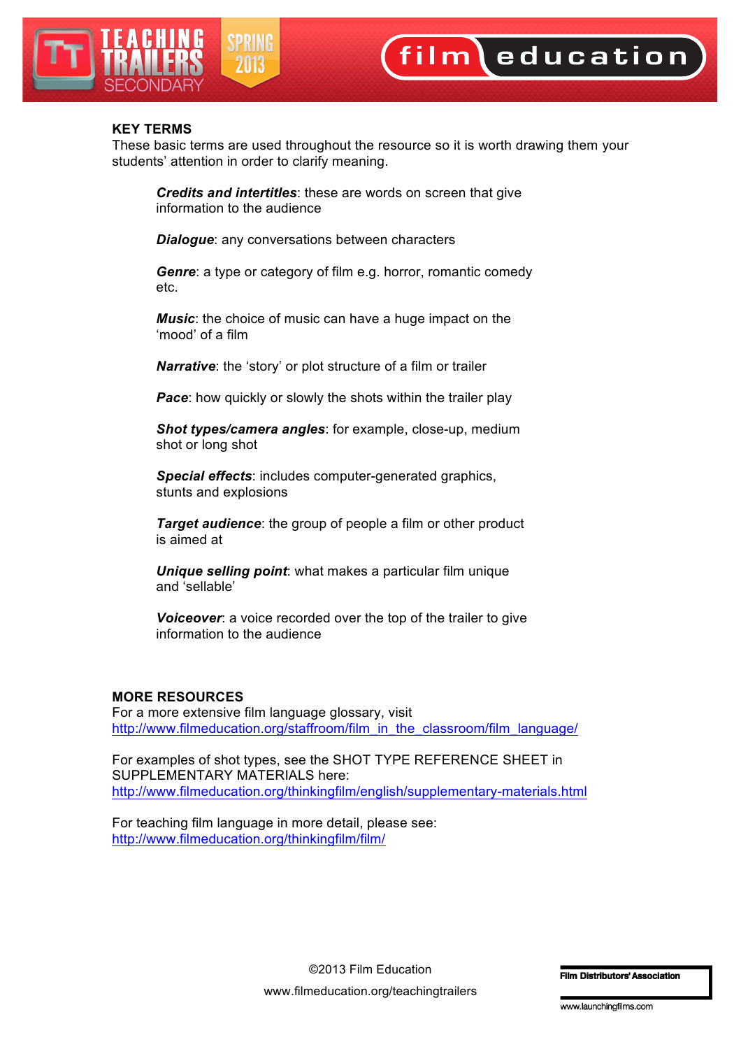## KEY TERMS

These basic terms are used throughout the resource so it is worth drawing them your students' attention in order to clarify meaning.

***Credits and intertitles***: these are words on screen that give information to the audience

***Dialogue***: any conversations between characters

***Genre***: a type or category of film e.g. horror, romantic comedy etc.

***Music***: the choice of music can have a huge impact on the 'mood' of a film

***Narrative***: the 'story' or plot structure of a film or trailer

***Pace***: how quickly or slowly the shots within the trailer play

***Shot types/camera angles***: for example, close-up, medium shot or long shot

***Special effects***: includes computer-generated graphics, stunts and explosions

***Target audience***: the group of people a film or other product is aimed at

***Unique selling point***: what makes a particular film unique and 'sellable'

***Voiceover***: a voice recorded over the top of the trailer to give information to the audience

## MORE RESOURCES

For a more extensive film language glossary, visit
http://www.filmeducation.org/staffroom/film_in_the_classroom/film_language/

For examples of shot types, see the SHOT TYPE REFERENCE SHEET in SUPPLEMENTARY MATERIALS here:
http://www.filmeducation.org/thinkingfilm/english/supplementary-materials.html

For teaching film language in more detail, please see:
http://www.filmeducation.org/thinkingfilm/film/

©2013 Film Education

www.filmeducation.org/teachingtrailers

Film Distributors' Association

www.launchingfilms.com